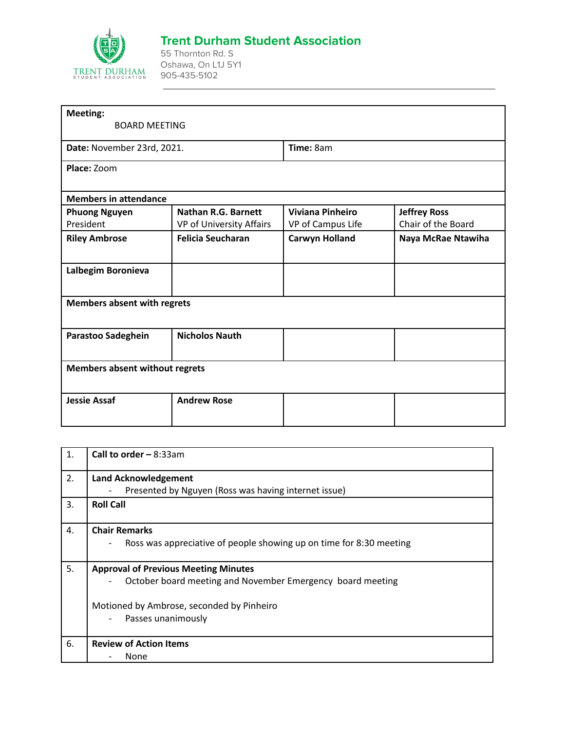## Trent Durham Student Association

55 Thornton Rd. S
Oshawa, On L1J 5Y1
905-435-5102

| **Meeting:** BOARD MEETING | | | |
|---|---|---|---|
| **Date:** November 23rd, 2021. | | **Time:** 8am | |
| **Place:** Zoom | | | |
| **Members in attendance** | | | |
| **Phuong Nguyen** President | **Nathan R.G. Barnett** VP of University Affairs | **Viviana Pinheiro** VP of Campus Life | **Jeffrey Ross** Chair of the Board |
| **Riley Ambrose** | **Felicia Seucharan** | **Carwyn Holland** | **Naya McRae Ntawiha** |
| **Lalbegim Boronieva** | | | |
| **Members absent with regrets** | | | |
| **Parastoo Sadeghein** | **Nicholos Nauth** | | |
| **Members absent without regrets** | | | |
| **Jessie Assaf** | **Andrew Rose** | | |

| | |
|---|---|
| 1. | **Call to order –** 8:33am |
| 2. | **Land Acknowledgement**<br>- Presented by Nguyen (Ross was having internet issue) |
| 3. | **Roll Call** |
| 4. | **Chair Remarks**<br>- Ross was appreciative of people showing up on time for 8:30 meeting |
| 5. | **Approval of Previous Meeting Minutes**<br>- October board meeting and November Emergency board meeting<br><br>Motioned by Ambrose, seconded by Pinheiro<br>- Passes unanimously |
| 6. | **Review of Action Items**<br>- None |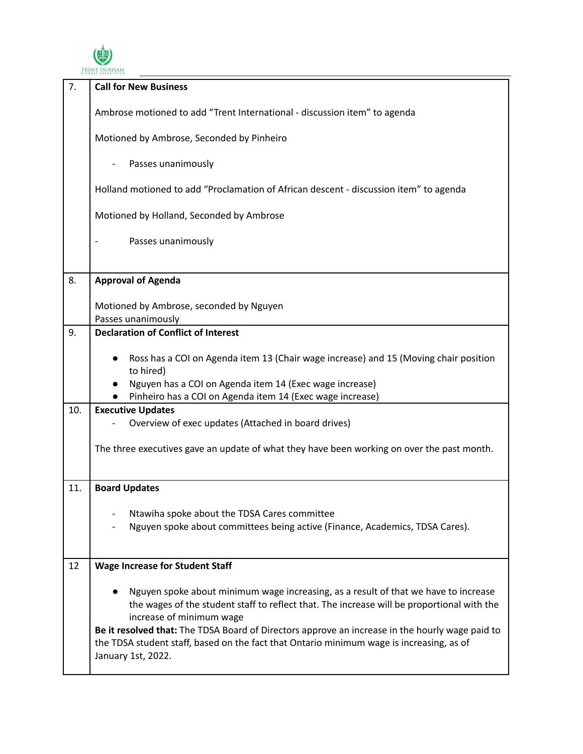| | |
|---|---|
| 7. | **Call for New Business**<br><br>Ambrose motioned to add “Trent International - discussion item” to agenda<br><br>Motioned by Ambrose, Seconded by Pinheiro<br><br>- Passes unanimously<br><br>Holland motioned to add “Proclamation of African descent - discussion item” to agenda<br><br>Motioned by Holland, Seconded by Ambrose<br><br>- Passes unanimously |
| 8. | **Approval of Agenda**<br><br>Motioned by Ambrose, seconded by Nguyen<br>Passes unanimously |
| 9. | **Declaration of Conflict of Interest**<br><br>● Ross has a COI on Agenda item 13 (Chair wage increase) and 15 (Moving chair position to hired)<br>● Nguyen has a COI on Agenda item 14 (Exec wage increase)<br>● Pinheiro has a COI on Agenda item 14 (Exec wage increase) |
| 10. | **Executive Updates**<br>- Overview of exec updates (Attached in board drives)<br><br>The three executives gave an update of what they have been working on over the past month. |
| 11. | **Board Updates**<br><br>- Ntawiha spoke about the TDSA Cares committee<br>- Nguyen spoke about committees being active (Finance, Academics, TDSA Cares). |
| 12 | **Wage Increase for Student Staff**<br><br>● Nguyen spoke about minimum wage increasing, as a result of that we have to increase the wages of the student staff to reflect that. The increase will be proportional with the increase of minimum wage<br>**Be it resolved that:** The TDSA Board of Directors approve an increase in the hourly wage paid to the TDSA student staff, based on the fact that Ontario minimum wage is increasing, as of January 1st, 2022. |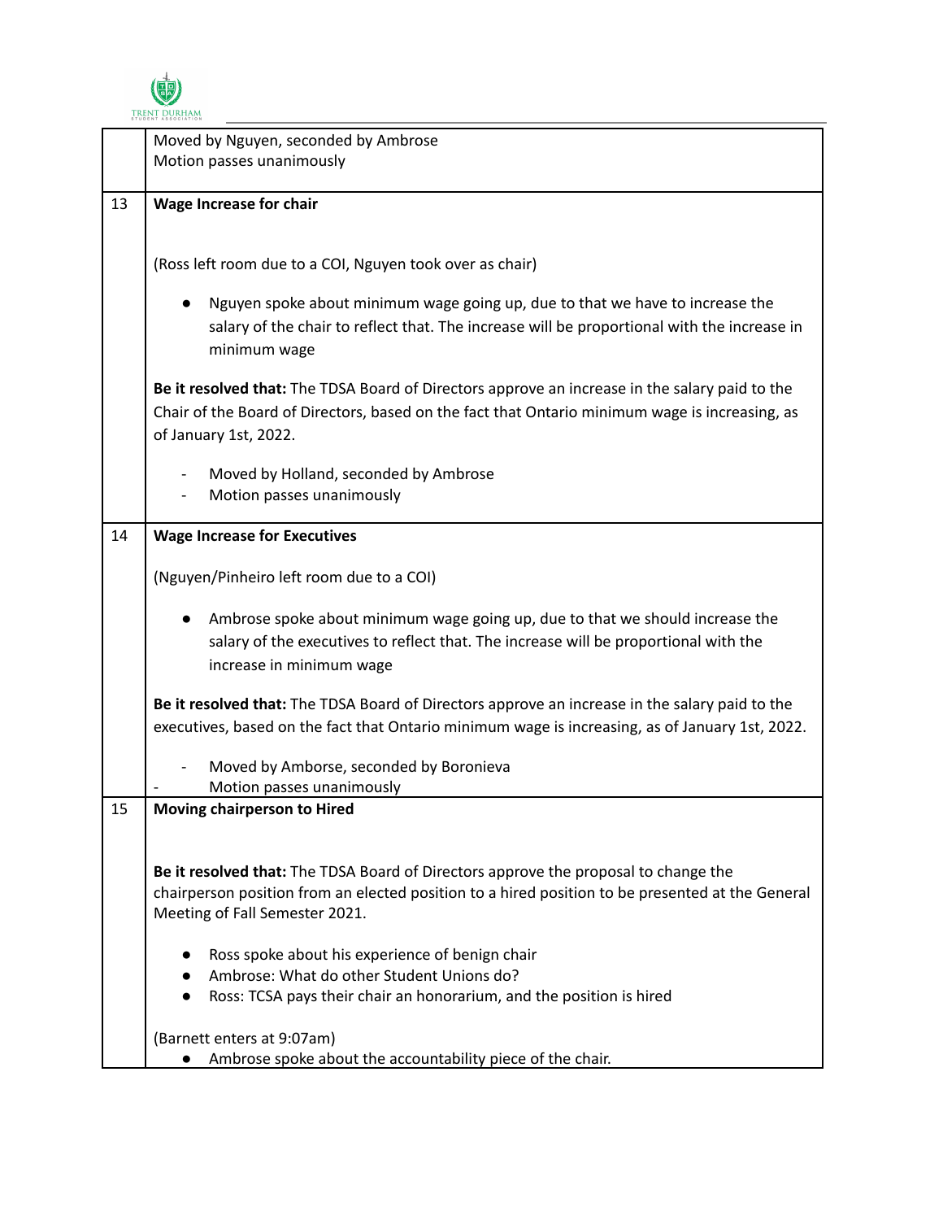| | |
|---|---|
| | Moved by Nguyen, seconded by Ambrose<br>Motion passes unanimously |
| 13 | **Wage Increase for chair**<br><br>(Ross left room due to a COI, Nguyen took over as chair)<br><br>● Nguyen spoke about minimum wage going up, due to that we have to increase the salary of the chair to reflect that. The increase will be proportional with the increase in minimum wage<br><br>**Be it resolved that:** The TDSA Board of Directors approve an increase in the salary paid to the Chair of the Board of Directors, based on the fact that Ontario minimum wage is increasing, as of January 1st, 2022.<br><br>- Moved by Holland, seconded by Ambrose<br>- Motion passes unanimously |
| 14 | **Wage Increase for Executives**<br><br>(Nguyen/Pinheiro left room due to a COI)<br><br>● Ambrose spoke about minimum wage going up, due to that we should increase the salary of the executives to reflect that. The increase will be proportional with the increase in minimum wage<br><br>**Be it resolved that:** The TDSA Board of Directors approve an increase in the salary paid to the executives, based on the fact that Ontario minimum wage is increasing, as of January 1st, 2022.<br><br>- Moved by Amborse, seconded by Boronieva<br>- Motion passes unanimously |
| 15 | **Moving chairperson to Hired**<br><br>**Be it resolved that:** The TDSA Board of Directors approve the proposal to change the chairperson position from an elected position to a hired position to be presented at the General Meeting of Fall Semester 2021.<br><br>● Ross spoke about his experience of benign chair<br>● Ambrose: What do other Student Unions do?<br>● Ross: TCSA pays their chair an honorarium, and the position is hired<br><br>(Barnett enters at 9:07am)<br>● Ambrose spoke about the accountability piece of the chair. |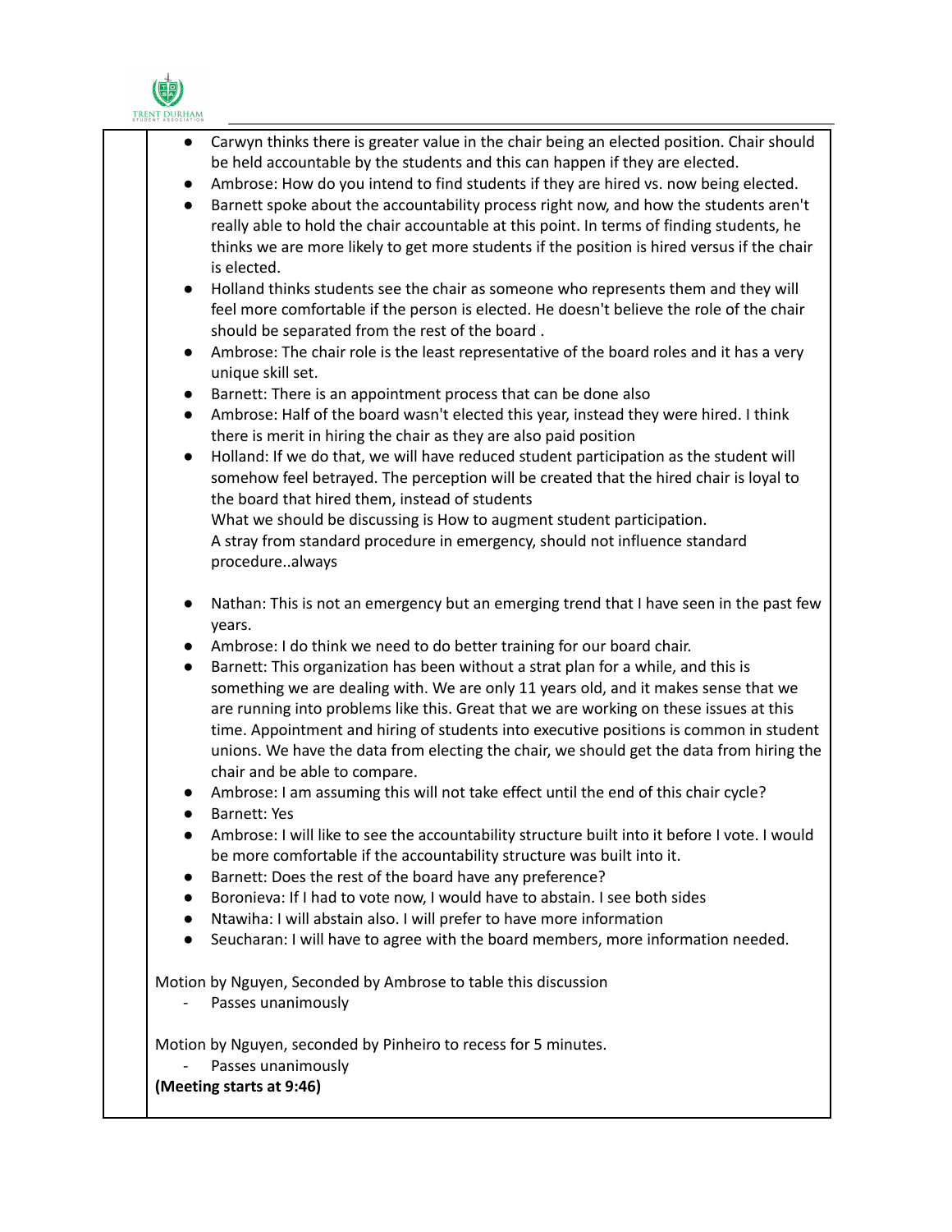- Carwyn thinks there is greater value in the chair being an elected position. Chair should be held accountable by the students and this can happen if they are elected.
- Ambrose: How do you intend to find students if they are hired vs. now being elected.
- Barnett spoke about the accountability process right now, and how the students aren't really able to hold the chair accountable at this point. In terms of finding students, he thinks we are more likely to get more students if the position is hired versus if the chair is elected.
- Holland thinks students see the chair as someone who represents them and they will feel more comfortable if the person is elected. He doesn't believe the role of the chair should be separated from the rest of the board .
- Ambrose: The chair role is the least representative of the board roles and it has a very unique skill set.
- Barnett: There is an appointment process that can be done also
- Ambrose: Half of the board wasn't elected this year, instead they were hired. I think there is merit in hiring the chair as they are also paid position
- Holland: If we do that, we will have reduced student participation as the student will somehow feel betrayed. The perception will be created that the hired chair is loyal to the board that hired them, instead of students
  What we should be discussing is How to augment student participation.
  A stray from standard procedure in emergency, should not influence standard procedure..always

- Nathan: This is not an emergency but an emerging trend that I have seen in the past few years.
- Ambrose: I do think we need to do better training for our board chair.
- Barnett: This organization has been without a strat plan for a while, and this is something we are dealing with. We are only 11 years old, and it makes sense that we are running into problems like this. Great that we are working on these issues at this time. Appointment and hiring of students into executive positions is common in student unions. We have the data from electing the chair, we should get the data from hiring the chair and be able to compare.
- Ambrose: I am assuming this will not take effect until the end of this chair cycle?
- Barnett: Yes
- Ambrose: I will like to see the accountability structure built into it before I vote. I would be more comfortable if the accountability structure was built into it.
- Barnett: Does the rest of the board have any preference?
- Boronieva: If I had to vote now, I would have to abstain. I see both sides
- Ntawiha: I will abstain also. I will prefer to have more information
- Seucharan: I will have to agree with the board members, more information needed.

Motion by Nguyen, Seconded by Ambrose to table this discussion

- Passes unanimously

Motion by Nguyen, seconded by Pinheiro to recess for 5 minutes.

- Passes unanimously

**(Meeting starts at 9:46)**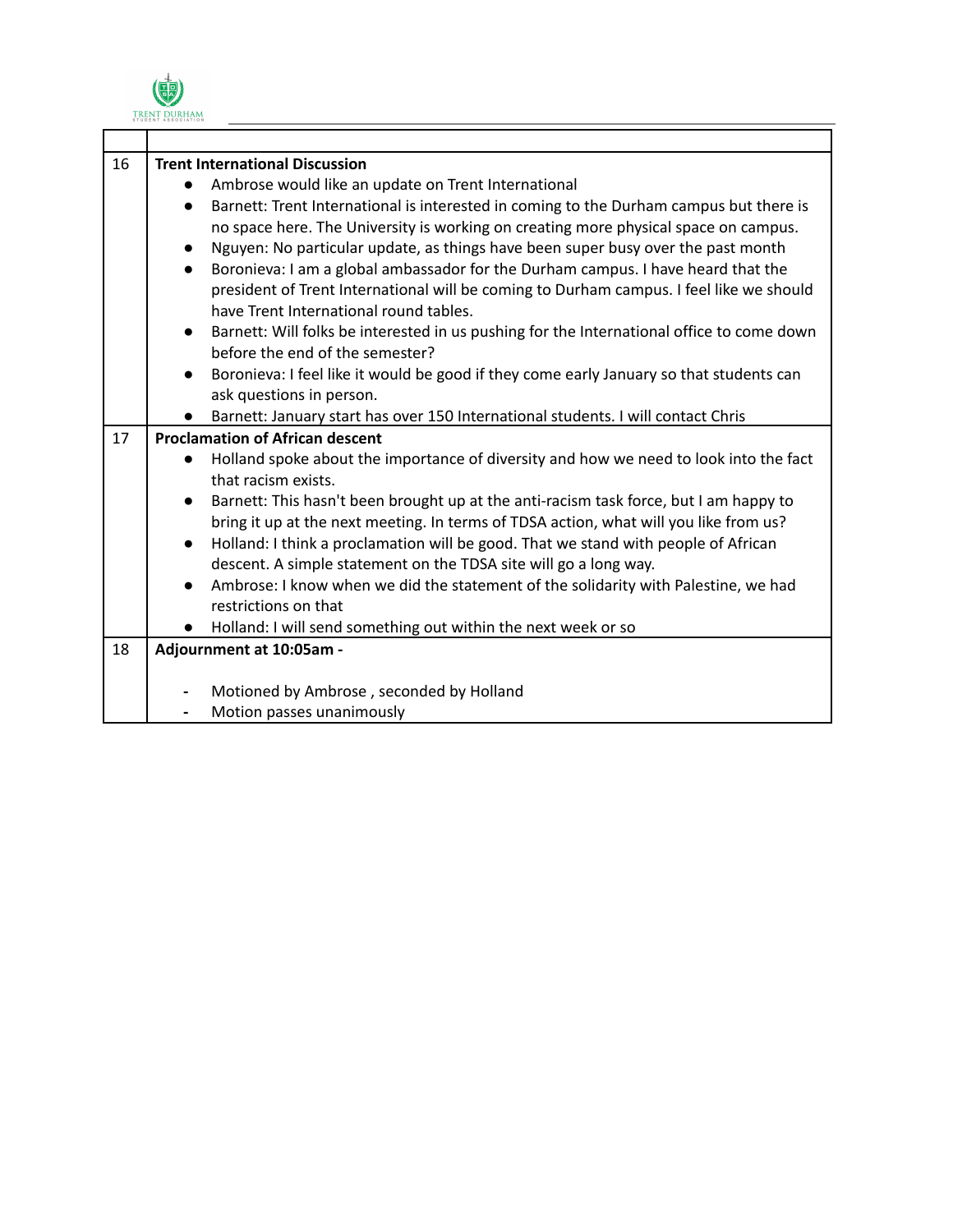| | |
|---|---|
| 16 | **Trent International Discussion**<br>● Ambrose would like an update on Trent International<br>● Barnett: Trent International is interested in coming to the Durham campus but there is no space here. The University is working on creating more physical space on campus.<br>● Nguyen: No particular update, as things have been super busy over the past month<br>● Boronieva: I am a global ambassador for the Durham campus. I have heard that the president of Trent International will be coming to Durham campus. I feel like we should have Trent International round tables.<br>● Barnett: Will folks be interested in us pushing for the International office to come down before the end of the semester?<br>● Boronieva: I feel like it would be good if they come early January so that students can ask questions in person.<br>● Barnett: January start has over 150 International students. I will contact Chris |
| 17 | **Proclamation of African descent**<br>● Holland spoke about the importance of diversity and how we need to look into the fact that racism exists.<br>● Barnett: This hasn't been brought up at the anti-racism task force, but I am happy to bring it up at the next meeting. In terms of TDSA action, what will you like from us?<br>● Holland: I think a proclamation will be good. That we stand with people of African descent. A simple statement on the TDSA site will go a long way.<br>● Ambrose: I know when we did the statement of the solidarity with Palestine, we had restrictions on that<br>● Holland: I will send something out within the next week or so |
| 18 | **Adjournment at 10:05am -**<br><br>- Motioned by Ambrose , seconded by Holland<br>- Motion passes unanimously |